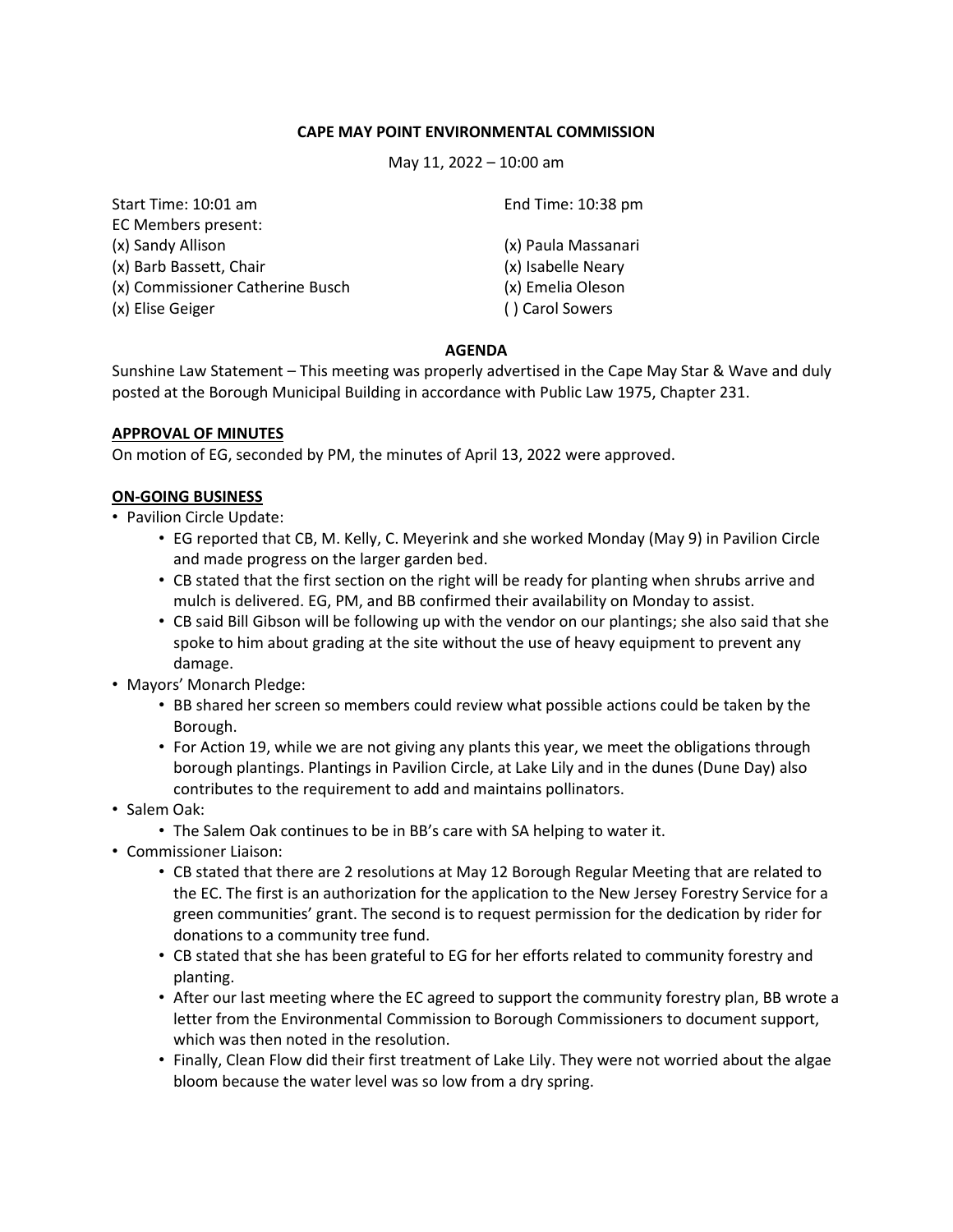**CAPE MAY POINT ENVIRONMENTAL COMMISSION**

May 11, 2022 – 10:00 am

Start Time: 10:01 am

End Time: 10:38 pm

EC Members present:

(x) Sandy Allison
(x) Barb Bassett, Chair
(x) Commissioner Catherine Busch
(x) Elise Geiger
(x) Paula Massanari
(x) Isabelle Neary
(x) Emelia Oleson
( ) Carol Sowers

**AGENDA**

Sunshine Law Statement – This meeting was properly advertised in the Cape May Star & Wave and duly posted at the Borough Municipal Building in accordance with Public Law 1975, Chapter 231.

**APPROVAL OF MINUTES**

On motion of EG, seconded by PM, the minutes of April 13, 2022 were approved.

**ON-GOING BUSINESS**

- Pavilion Circle Update:
  - EG reported that CB, M. Kelly, C. Meyerink and she worked Monday (May 9) in Pavilion Circle and made progress on the larger garden bed.
  - CB stated that the first section on the right will be ready for planting when shrubs arrive and mulch is delivered. EG, PM, and BB confirmed their availability on Monday to assist.
  - CB said Bill Gibson will be following up with the vendor on our plantings; she also said that she spoke to him about grading at the site without the use of heavy equipment to prevent any damage.
- Mayors' Monarch Pledge:
  - BB shared her screen so members could review what possible actions could be taken by the Borough.
  - For Action 19, while we are not giving any plants this year, we meet the obligations through borough plantings. Plantings in Pavilion Circle, at Lake Lily and in the dunes (Dune Day) also contributes to the requirement to add and maintains pollinators.
- Salem Oak:
  - The Salem Oak continues to be in BB's care with SA helping to water it.
- Commissioner Liaison:
  - CB stated that there are 2 resolutions at May 12 Borough Regular Meeting that are related to the EC. The first is an authorization for the application to the New Jersey Forestry Service for a green communities' grant. The second is to request permission for the dedication by rider for donations to a community tree fund.
  - CB stated that she has been grateful to EG for her efforts related to community forestry and planting.
  - After our last meeting where the EC agreed to support the community forestry plan, BB wrote a letter from the Environmental Commission to Borough Commissioners to document support, which was then noted in the resolution.
  - Finally, Clean Flow did their first treatment of Lake Lily. They were not worried about the algae bloom because the water level was so low from a dry spring.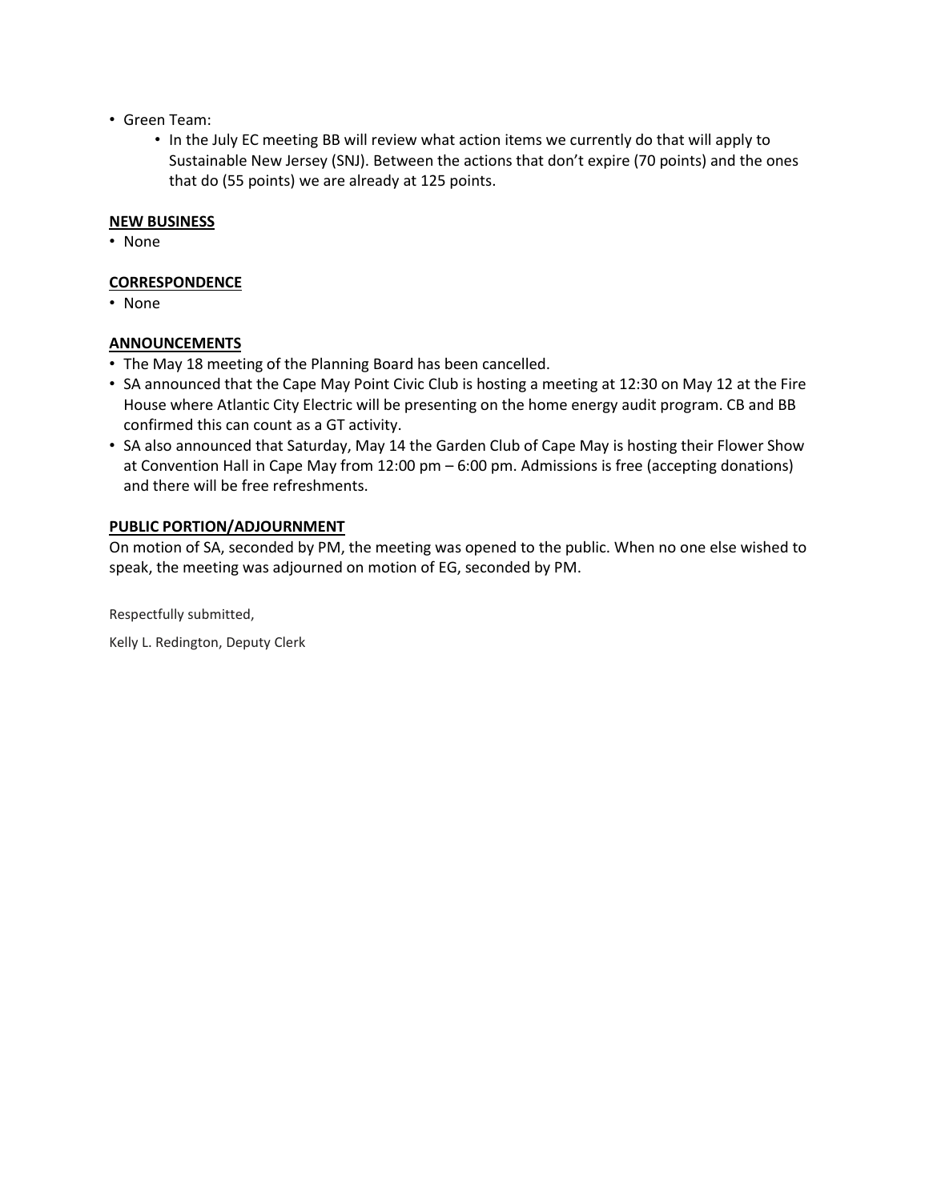- Green Team:
  - In the July EC meeting BB will review what action items we currently do that will apply to Sustainable New Jersey (SNJ). Between the actions that don't expire (70 points) and the ones that do (55 points) we are already at 125 points.

**NEW BUSINESS**

- None

**CORRESPONDENCE**

- None

**ANNOUNCEMENTS**

- The May 18 meeting of the Planning Board has been cancelled.
- SA announced that the Cape May Point Civic Club is hosting a meeting at 12:30 on May 12 at the Fire House where Atlantic City Electric will be presenting on the home energy audit program. CB and BB confirmed this can count as a GT activity.
- SA also announced that Saturday, May 14 the Garden Club of Cape May is hosting their Flower Show at Convention Hall in Cape May from 12:00 pm – 6:00 pm. Admissions is free (accepting donations) and there will be free refreshments.

**PUBLIC PORTION/ADJOURNMENT**

On motion of SA, seconded by PM, the meeting was opened to the public. When no one else wished to speak, the meeting was adjourned on motion of EG, seconded by PM.

Respectfully submitted,

Kelly L. Redington, Deputy Clerk